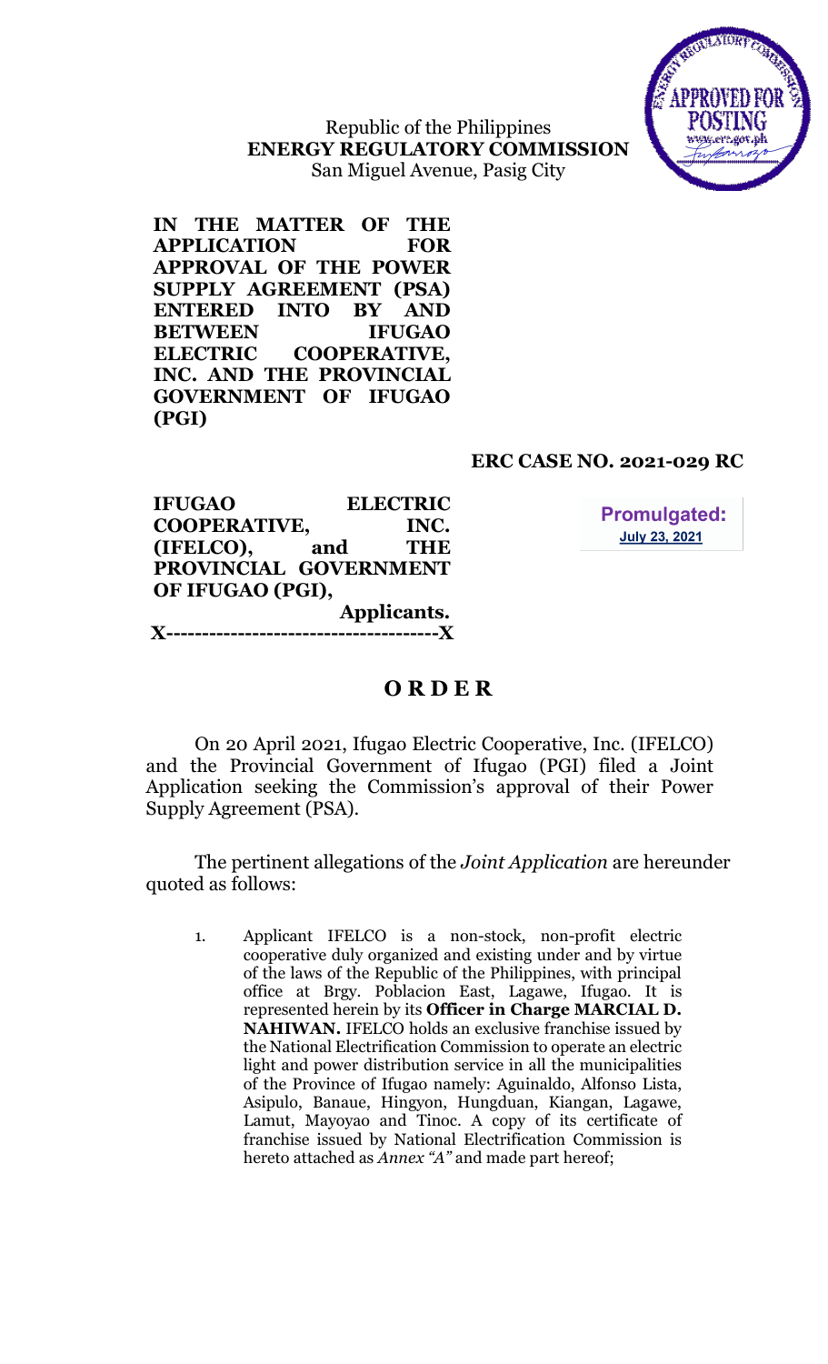Republic of the Philippines
**ENERGY REGULATORY COMMISSION**
San Miguel Avenue, Pasig City

**IN THE MATTER OF THE APPLICATION FOR APPROVAL OF THE POWER SUPPLY AGREEMENT (PSA) ENTERED INTO BY AND BETWEEN IFUGAO ELECTRIC COOPERATIVE, INC. AND THE PROVINCIAL GOVERNMENT OF IFUGAO (PGI)**

**ERC CASE NO. 2021-029 RC**

**IFUGAO ELECTRIC COOPERATIVE, INC. (IFELCO), and THE PROVINCIAL GOVERNMENT OF IFUGAO (PGI),**
**Applicants.**
**x--------------------------------------x**

**Promulgated:**
**July 23, 2021**

# O R D E R

On 20 April 2021, Ifugao Electric Cooperative, Inc. (IFELCO) and the Provincial Government of Ifugao (PGI) filed a Joint Application seeking the Commission's approval of their Power Supply Agreement (PSA).

The pertinent allegations of the *Joint Application* are hereunder quoted as follows:

1. Applicant IFELCO is a non-stock, non-profit electric cooperative duly organized and existing under and by virtue of the laws of the Republic of the Philippines, with principal office at Brgy. Poblacion East, Lagawe, Ifugao. It is represented herein by its **Officer in Charge MARCIAL D. NAHIWAN.** IFELCO holds an exclusive franchise issued by the National Electrification Commission to operate an electric light and power distribution service in all the municipalities of the Province of Ifugao namely: Aguinaldo, Alfonso Lista, Asipulo, Banaue, Hingyon, Hungduan, Kiangan, Lagawe, Lamut, Mayoyao and Tinoc. A copy of its certificate of franchise issued by National Electrification Commission is hereto attached as *Annex "A"* and made part hereof;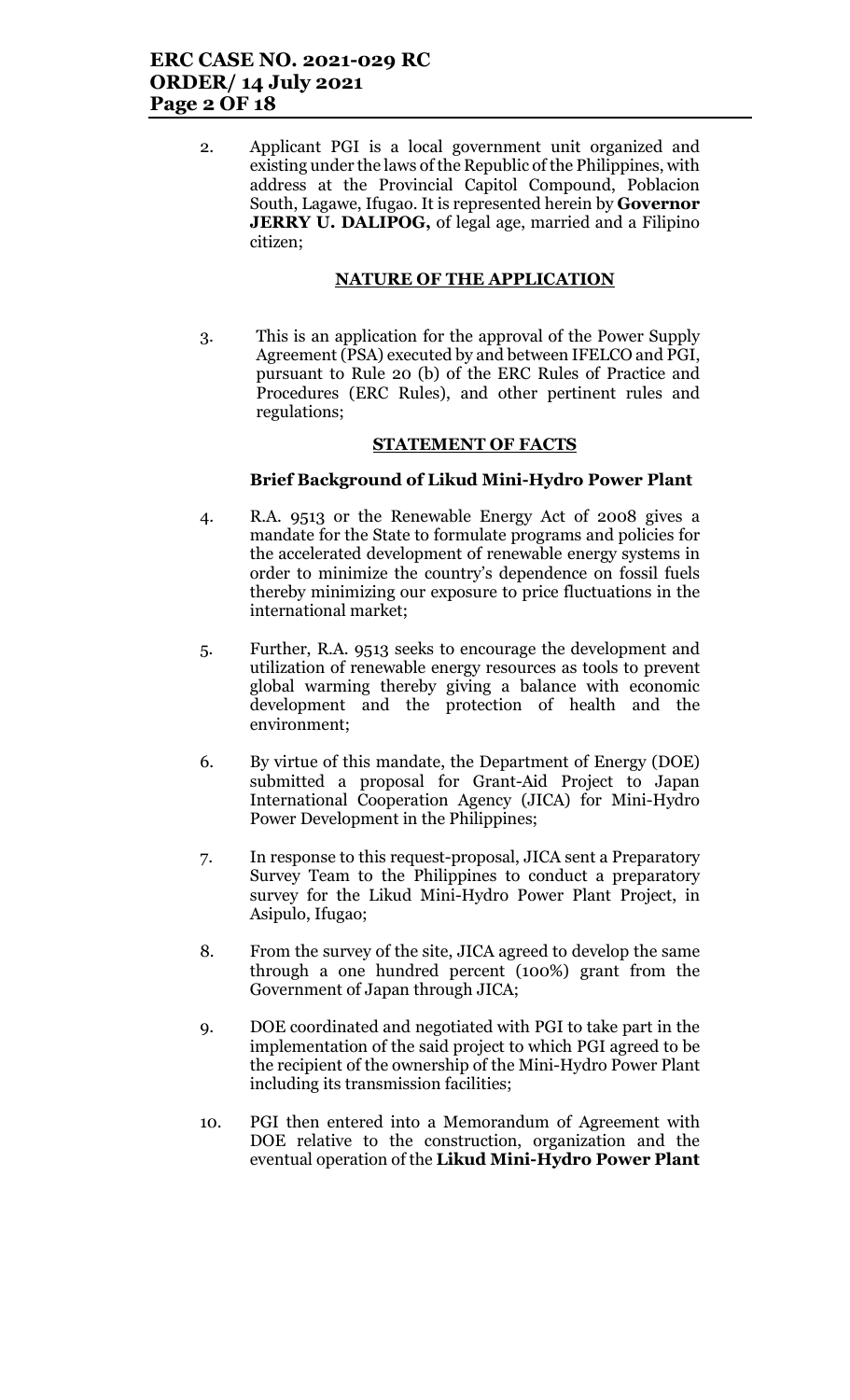2. Applicant PGI is a local government unit organized and existing under the laws of the Republic of the Philippines, with address at the Provincial Capitol Compound, Poblacion South, Lagawe, Ifugao. It is represented herein by **Governor JERRY U. DALIPOG,** of legal age, married and a Filipino citizen;

## NATURE OF THE APPLICATION

3. This is an application for the approval of the Power Supply Agreement (PSA) executed by and between IFELCO and PGI, pursuant to Rule 20 (b) of the ERC Rules of Practice and Procedures (ERC Rules), and other pertinent rules and regulations;

## STATEMENT OF FACTS

### Brief Background of Likud Mini-Hydro Power Plant

4. R.A. 9513 or the Renewable Energy Act of 2008 gives a mandate for the State to formulate programs and policies for the accelerated development of renewable energy systems in order to minimize the country's dependence on fossil fuels thereby minimizing our exposure to price fluctuations in the international market;

5. Further, R.A. 9513 seeks to encourage the development and utilization of renewable energy resources as tools to prevent global warming thereby giving a balance with economic development and the protection of health and the environment;

6. By virtue of this mandate, the Department of Energy (DOE) submitted a proposal for Grant-Aid Project to Japan International Cooperation Agency (JICA) for Mini-Hydro Power Development in the Philippines;

7. In response to this request-proposal, JICA sent a Preparatory Survey Team to the Philippines to conduct a preparatory survey for the Likud Mini-Hydro Power Plant Project, in Asipulo, Ifugao;

8. From the survey of the site, JICA agreed to develop the same through a one hundred percent (100%) grant from the Government of Japan through JICA;

9. DOE coordinated and negotiated with PGI to take part in the implementation of the said project to which PGI agreed to be the recipient of the ownership of the Mini-Hydro Power Plant including its transmission facilities;

10. PGI then entered into a Memorandum of Agreement with DOE relative to the construction, organization and the eventual operation of the **Likud Mini-Hydro Power Plant**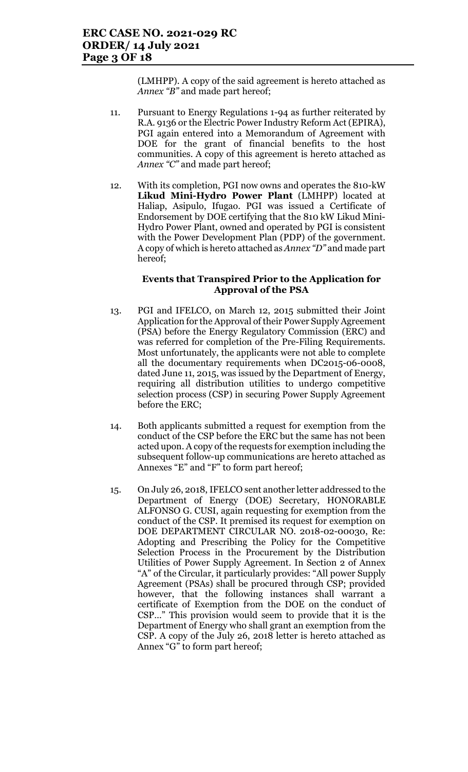(LMHPP). A copy of the said agreement is hereto attached as *Annex "B"* and made part hereof;

11. Pursuant to Energy Regulations 1-94 as further reiterated by R.A. 9136 or the Electric Power Industry Reform Act (EPIRA), PGI again entered into a Memorandum of Agreement with DOE for the grant of financial benefits to the host communities. A copy of this agreement is hereto attached as *Annex "C"* and made part hereof;

12. With its completion, PGI now owns and operates the 810-kW **Likud Mini-Hydro Power Plant** (LMHPP) located at Haliap, Asipulo, Ifugao. PGI was issued a Certificate of Endorsement by DOE certifying that the 810 kW Likud Mini-Hydro Power Plant, owned and operated by PGI is consistent with the Power Development Plan (PDP) of the government. A copy of which is hereto attached as *Annex "D"* and made part hereof;

**Events that Transpired Prior to the Application for Approval of the PSA**

13. PGI and IFELCO, on March 12, 2015 submitted their Joint Application for the Approval of their Power Supply Agreement (PSA) before the Energy Regulatory Commission (ERC) and was referred for completion of the Pre-Filing Requirements. Most unfortunately, the applicants were not able to complete all the documentary requirements when DC2015-06-0008, dated June 11, 2015, was issued by the Department of Energy, requiring all distribution utilities to undergo competitive selection process (CSP) in securing Power Supply Agreement before the ERC;

14. Both applicants submitted a request for exemption from the conduct of the CSP before the ERC but the same has not been acted upon. A copy of the requests for exemption including the subsequent follow-up communications are hereto attached as Annexes "E" and "F" to form part hereof;

15. On July 26, 2018, IFELCO sent another letter addressed to the Department of Energy (DOE) Secretary, HONORABLE ALFONSO G. CUSI, again requesting for exemption from the conduct of the CSP. It premised its request for exemption on DOE DEPARTMENT CIRCULAR NO. 2018-02-00030, Re: Adopting and Prescribing the Policy for the Competitive Selection Process in the Procurement by the Distribution Utilities of Power Supply Agreement. In Section 2 of Annex "A" of the Circular, it particularly provides: "All power Supply Agreement (PSAs) shall be procured through CSP; provided however, that the following instances shall warrant a certificate of Exemption from the DOE on the conduct of CSP…" This provision would seem to provide that it is the Department of Energy who shall grant an exemption from the CSP. A copy of the July 26, 2018 letter is hereto attached as Annex "G" to form part hereof;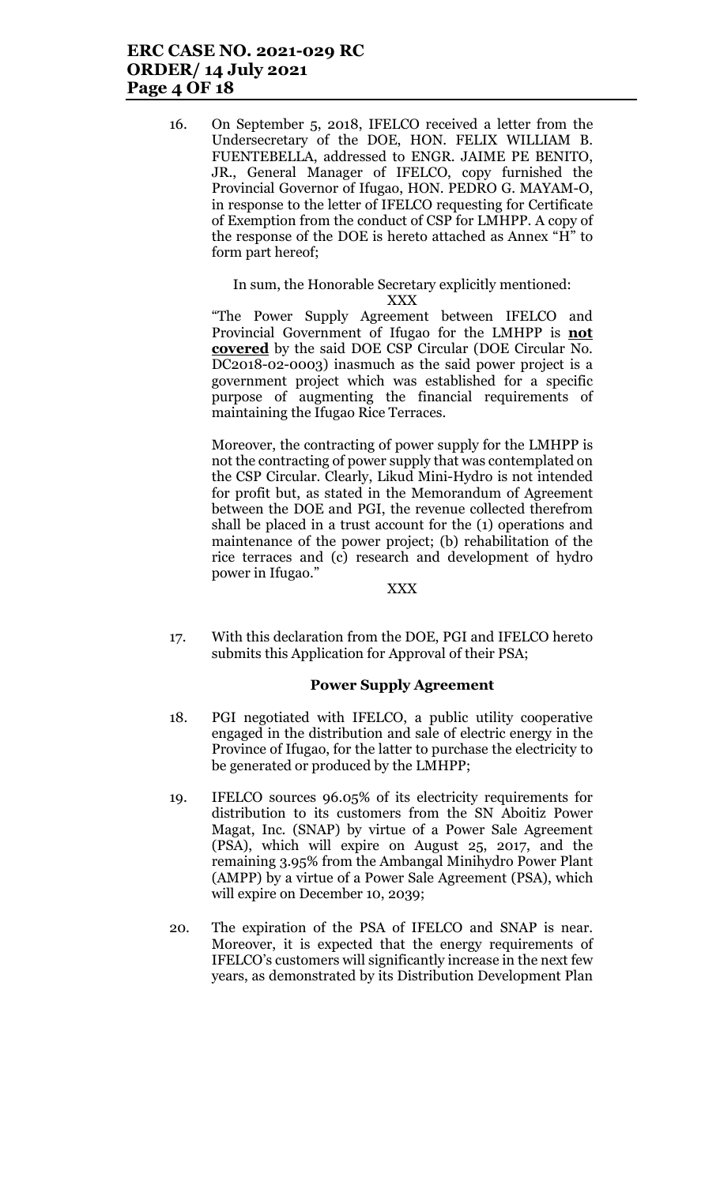16. On September 5, 2018, IFELCO received a letter from the Undersecretary of the DOE, HON. FELIX WILLIAM B. FUENTEBELLA, addressed to ENGR. JAIME PE BENITO, JR., General Manager of IFELCO, copy furnished the Provincial Governor of Ifugao, HON. PEDRO G. MAYAM-O, in response to the letter of IFELCO requesting for Certificate of Exemption from the conduct of CSP for LMHPP. A copy of the response of the DOE is hereto attached as Annex "H" to form part hereof;

    In sum, the Honorable Secretary explicitly mentioned:

    XXX

    "The Power Supply Agreement between IFELCO and Provincial Government of Ifugao for the LMHPP is **not covered** by the said DOE CSP Circular (DOE Circular No. DC2018-02-0003) inasmuch as the said power project is a government project which was established for a specific purpose of augmenting the financial requirements of maintaining the Ifugao Rice Terraces.

    Moreover, the contracting of power supply for the LMHPP is not the contracting of power supply that was contemplated on the CSP Circular. Clearly, Likud Mini-Hydro is not intended for profit but, as stated in the Memorandum of Agreement between the DOE and PGI, the revenue collected therefrom shall be placed in a trust account for the (1) operations and maintenance of the power project; (b) rehabilitation of the rice terraces and (c) research and development of hydro power in Ifugao."

    XXX

17. With this declaration from the DOE, PGI and IFELCO hereto submits this Application for Approval of their PSA;

**Power Supply Agreement**

18. PGI negotiated with IFELCO, a public utility cooperative engaged in the distribution and sale of electric energy in the Province of Ifugao, for the latter to purchase the electricity to be generated or produced by the LMHPP;

19. IFELCO sources 96.05% of its electricity requirements for distribution to its customers from the SN Aboitiz Power Magat, Inc. (SNAP) by virtue of a Power Sale Agreement (PSA), which will expire on August 25, 2017, and the remaining 3.95% from the Ambangal Minihydro Power Plant (AMPP) by a virtue of a Power Sale Agreement (PSA), which will expire on December 10, 2039;

20. The expiration of the PSA of IFELCO and SNAP is near. Moreover, it is expected that the energy requirements of IFELCO's customers will significantly increase in the next few years, as demonstrated by its Distribution Development Plan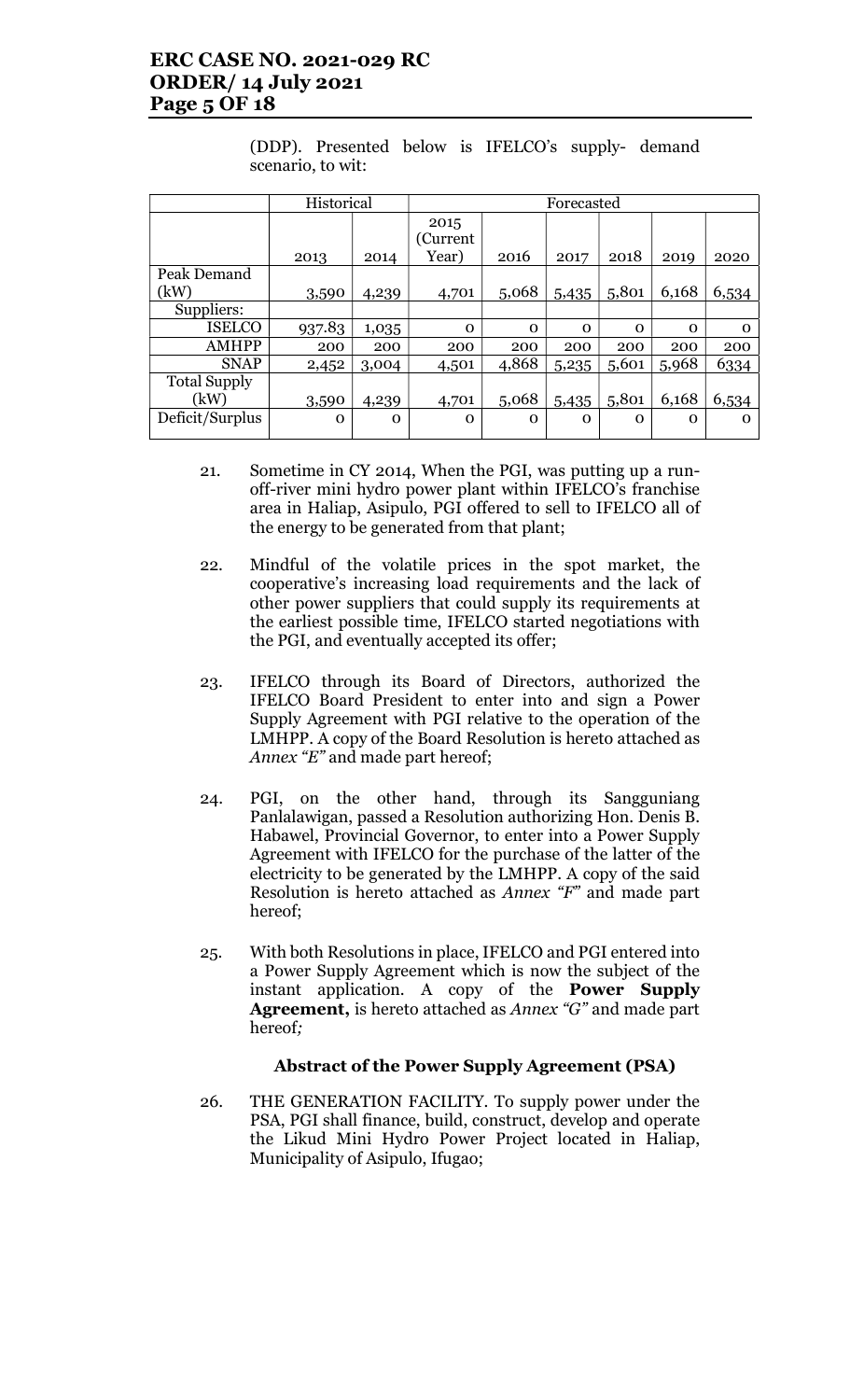(DDP). Presented below is IFELCO's supply- demand scenario, to wit:

| | Historical | | Forecasted | | | | | |
|---|---|---|---|---|---|---|---|---|
| | 2013 | 2014 | 2015 (Current Year) | 2016 | 2017 | 2018 | 2019 | 2020 |
| Peak Demand (kW) | 3,590 | 4,239 | 4,701 | 5,068 | 5,435 | 5,801 | 6,168 | 6,534 |
| Suppliers: | | | | | | | | |
| ISELCO | 937.83 | 1,035 | 0 | 0 | 0 | 0 | 0 | 0 |
| AMHPP | 200 | 200 | 200 | 200 | 200 | 200 | 200 | 200 |
| SNAP | 2,452 | 3,004 | 4,501 | 4,868 | 5,235 | 5,601 | 5,968 | 6334 |
| Total Supply (kW) | 3,590 | 4,239 | 4,701 | 5,068 | 5,435 | 5,801 | 6,168 | 6,534 |
| Deficit/Surplus | 0 | 0 | 0 | 0 | 0 | 0 | 0 | 0 |

21. Sometime in CY 2014, When the PGI, was putting up a run-off-river mini hydro power plant within IFELCO's franchise area in Haliap, Asipulo, PGI offered to sell to IFELCO all of the energy to be generated from that plant;

22. Mindful of the volatile prices in the spot market, the cooperative's increasing load requirements and the lack of other power suppliers that could supply its requirements at the earliest possible time, IFELCO started negotiations with the PGI, and eventually accepted its offer;

23. IFELCO through its Board of Directors, authorized the IFELCO Board President to enter into and sign a Power Supply Agreement with PGI relative to the operation of the LMHPP. A copy of the Board Resolution is hereto attached as *Annex "E"* and made part hereof;

24. PGI, on the other hand, through its Sangguniang Panlalawigan, passed a Resolution authorizing Hon. Denis B. Habawel, Provincial Governor, to enter into a Power Supply Agreement with IFELCO for the purchase of the latter of the electricity to be generated by the LMHPP. A copy of the said Resolution is hereto attached as *Annex "F"* and made part hereof;

25. With both Resolutions in place, IFELCO and PGI entered into a Power Supply Agreement which is now the subject of the instant application. A copy of the **Power Supply Agreement,** is hereto attached as *Annex "G"* and made part hereof*;*

**Abstract of the Power Supply Agreement (PSA)**

26. THE GENERATION FACILITY. To supply power under the PSA, PGI shall finance, build, construct, develop and operate the Likud Mini Hydro Power Project located in Haliap, Municipality of Asipulo, Ifugao;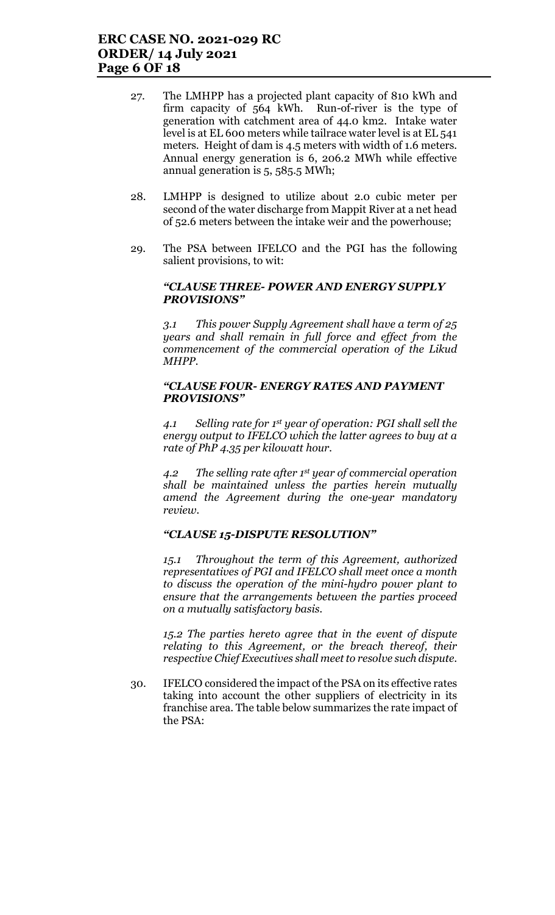27. The LMHPP has a projected plant capacity of 810 kWh and firm capacity of 564 kWh. Run-of-river is the type of generation with catchment area of 44.0 km2. Intake water level is at EL 600 meters while tailrace water level is at EL 541 meters. Height of dam is 4.5 meters with width of 1.6 meters. Annual energy generation is 6, 206.2 MWh while effective annual generation is 5, 585.5 MWh;

28. LMHPP is designed to utilize about 2.0 cubic meter per second of the water discharge from Mappit River at a net head of 52.6 meters between the intake weir and the powerhouse;

29. The PSA between IFELCO and the PGI has the following salient provisions, to wit:

    ***"CLAUSE THREE- POWER AND ENERGY SUPPLY PROVISIONS"***

    *3.1 This power Supply Agreement shall have a term of 25 years and shall remain in full force and effect from the commencement of the commercial operation of the Likud MHPP.*

    ***"CLAUSE FOUR- ENERGY RATES AND PAYMENT PROVISIONS"***

    *4.1 Selling rate for 1st year of operation: PGI shall sell the energy output to IFELCO which the latter agrees to buy at a rate of PhP 4.35 per kilowatt hour.*

    *4.2 The selling rate after 1st year of commercial operation shall be maintained unless the parties herein mutually amend the Agreement during the one-year mandatory review.*

    ***"CLAUSE 15-DISPUTE RESOLUTION"***

    *15.1 Throughout the term of this Agreement, authorized representatives of PGI and IFELCO shall meet once a month to discuss the operation of the mini-hydro power plant to ensure that the arrangements between the parties proceed on a mutually satisfactory basis.*

    *15.2 The parties hereto agree that in the event of dispute relating to this Agreement, or the breach thereof, their respective Chief Executives shall meet to resolve such dispute.*

30. IFELCO considered the impact of the PSA on its effective rates taking into account the other suppliers of electricity in its franchise area. The table below summarizes the rate impact of the PSA: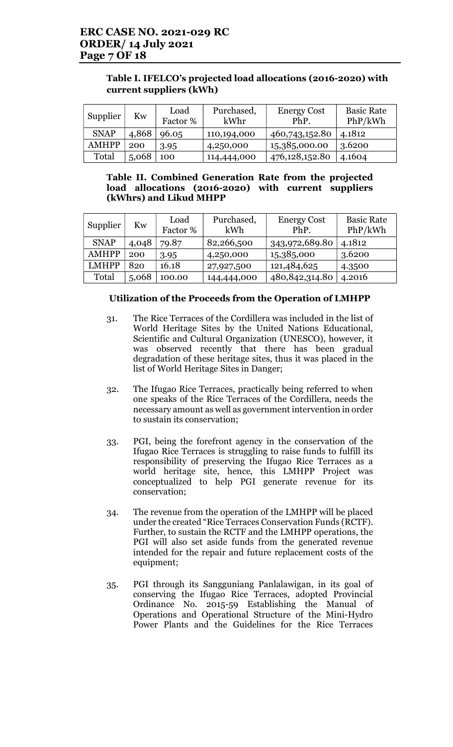**Table I. IFELCO's projected load allocations (2016-2020) with current suppliers (kWh)**

| Supplier | Kw | Load Factor % | Purchased, kWhr | Energy Cost PhP. | Basic Rate PhP/kWh |
|---|---|---|---|---|---|
| SNAP | 4,868 | 96.05 | 110,194,000 | 460,743,152.80 | 4.1812 |
| AMHPP | 200 | 3.95 | 4,250,000 | 15,385,000.00 | 3.6200 |
| Total | 5,068 | 100 | 114,444,000 | 476,128,152.80 | 4.1604 |

**Table II. Combined Generation Rate from the projected load allocations (2016-2020) with current suppliers (kWhrs) and Likud MHPP**

| Supplier | Kw | Load Factor % | Purchased, kWh | Energy Cost PhP. | Basic Rate PhP/kWh |
|---|---|---|---|---|---|
| SNAP | 4,048 | 79.87 | 82,266,500 | 343,972,689.80 | 4.1812 |
| AMHPP | 200 | 3.95 | 4,250,000 | 15,385,000 | 3.6200 |
| LMHPP | 820 | 16.18 | 27,927,500 | 121,484,625 | 4.3500 |
| Total | 5,068 | 100.00 | 144,444,000 | 480,842,314.80 | 4.2016 |

**Utilization of the Proceeds from the Operation of LMHPP**

31. The Rice Terraces of the Cordillera was included in the list of World Heritage Sites by the United Nations Educational, Scientific and Cultural Organization (UNESCO), however, it was observed recently that there has been gradual degradation of these heritage sites, thus it was placed in the list of World Heritage Sites in Danger;

32. The Ifugao Rice Terraces, practically being referred to when one speaks of the Rice Terraces of the Cordillera, needs the necessary amount as well as government intervention in order to sustain its conservation;

33. PGI, being the forefront agency in the conservation of the Ifugao Rice Terraces is struggling to raise funds to fulfill its responsibility of preserving the Ifugao Rice Terraces as a world heritage site, hence, this LMHPP Project was conceptualized to help PGI generate revenue for its conservation;

34. The revenue from the operation of the LMHPP will be placed under the created "Rice Terraces Conservation Funds (RCTF). Further, to sustain the RCTF and the LMHPP operations, the PGI will also set aside funds from the generated revenue intended for the repair and future replacement costs of the equipment;

35. PGI through its Sangguniang Panlalawigan, in its goal of conserving the Ifugao Rice Terraces, adopted Provincial Ordinance No. 2015-59 Establishing the Manual of Operations and Operational Structure of the Mini-Hydro Power Plants and the Guidelines for the Rice Terraces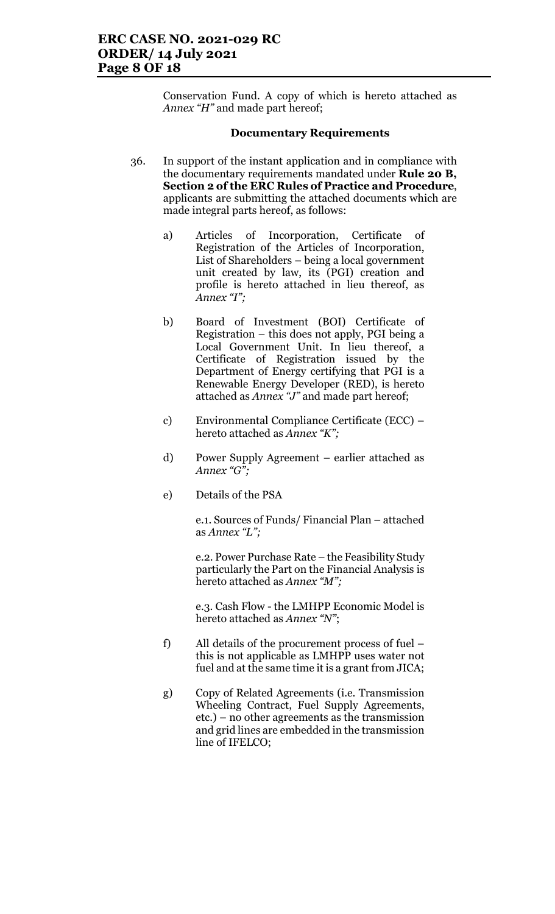Conservation Fund. A copy of which is hereto attached as *Annex "H"* and made part hereof;

**Documentary Requirements**

36. In support of the instant application and in compliance with the documentary requirements mandated under **Rule 20 B, Section 2 of the ERC Rules of Practice and Procedure**, applicants are submitting the attached documents which are made integral parts hereof, as follows:

    a) Articles of Incorporation, Certificate of Registration of the Articles of Incorporation, List of Shareholders – being a local government unit created by law, its (PGI) creation and profile is hereto attached in lieu thereof, as *Annex "I"*;

    b) Board of Investment (BOI) Certificate of Registration – this does not apply, PGI being a Local Government Unit. In lieu thereof, a Certificate of Registration issued by the Department of Energy certifying that PGI is a Renewable Energy Developer (RED), is hereto attached as *Annex "J"* and made part hereof;

    c) Environmental Compliance Certificate (ECC) – hereto attached as *Annex "K"*;

    d) Power Supply Agreement – earlier attached as *Annex "G"*;

    e) Details of the PSA

       e.1. Sources of Funds/ Financial Plan – attached as *Annex "L"*;

       e.2. Power Purchase Rate – the Feasibility Study particularly the Part on the Financial Analysis is hereto attached as *Annex "M"*;

       e.3. Cash Flow - the LMHPP Economic Model is hereto attached as *Annex "N"*;

    f) All details of the procurement process of fuel – this is not applicable as LMHPP uses water not fuel and at the same time it is a grant from JICA;

    g) Copy of Related Agreements (i.e. Transmission Wheeling Contract, Fuel Supply Agreements, etc.) – no other agreements as the transmission and grid lines are embedded in the transmission line of IFELCO;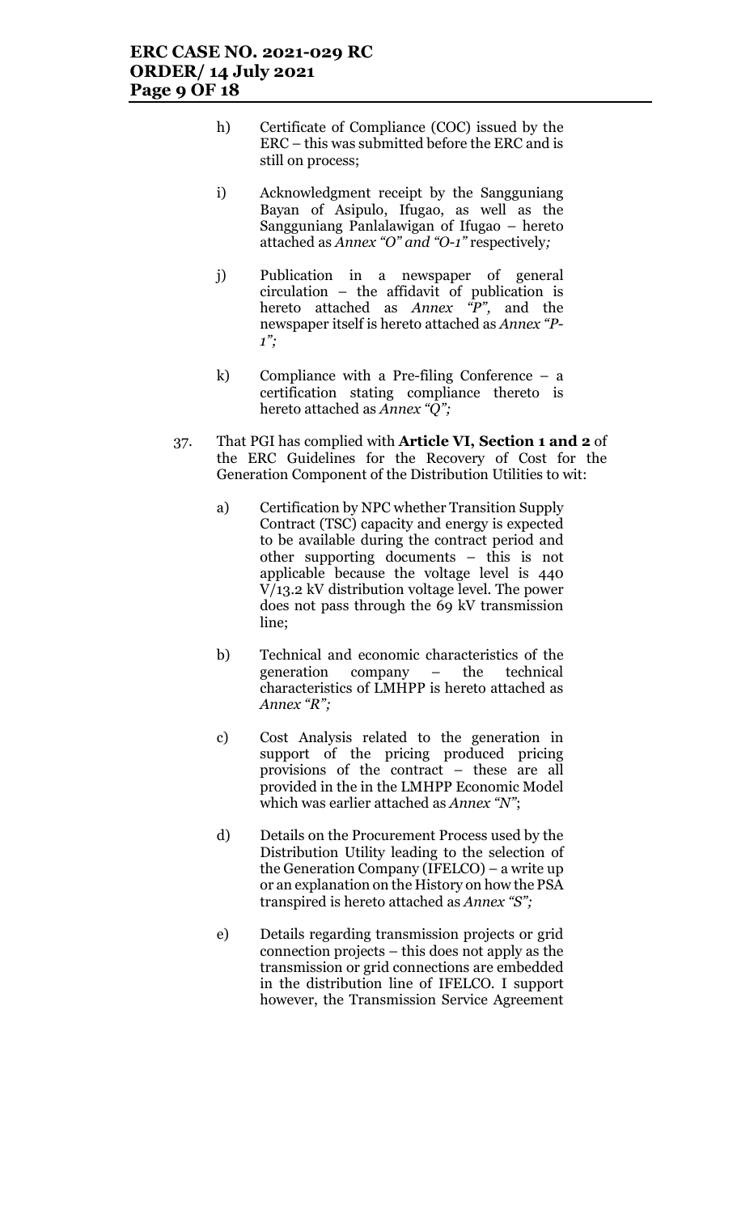h) Certificate of Compliance (COC) issued by the ERC – this was submitted before the ERC and is still on process;

i) Acknowledgment receipt by the Sangguniang Bayan of Asipulo, Ifugao, as well as the Sangguniang Panlalawigan of Ifugao – hereto attached as *Annex "O" and "O-1"* respectively;

j) Publication in a newspaper of general circulation – the affidavit of publication is hereto attached as *Annex "P"*, and the newspaper itself is hereto attached as *Annex "P-1"*;

k) Compliance with a Pre-filing Conference – a certification stating compliance thereto is hereto attached as *Annex "Q"*;

37. That PGI has complied with **Article VI, Section 1 and 2** of the ERC Guidelines for the Recovery of Cost for the Generation Component of the Distribution Utilities to wit:

a) Certification by NPC whether Transition Supply Contract (TSC) capacity and energy is expected to be available during the contract period and other supporting documents – this is not applicable because the voltage level is 440 V/13.2 kV distribution voltage level. The power does not pass through the 69 kV transmission line;

b) Technical and economic characteristics of the generation company – the technical characteristics of LMHPP is hereto attached as *Annex "R"*;

c) Cost Analysis related to the generation in support of the pricing produced pricing provisions of the contract – these are all provided in the in the LMHPP Economic Model which was earlier attached as *Annex "N"*;

d) Details on the Procurement Process used by the Distribution Utility leading to the selection of the Generation Company (IFELCO) – a write up or an explanation on the History on how the PSA transpired is hereto attached as *Annex "S"*;

e) Details regarding transmission projects or grid connection projects – this does not apply as the transmission or grid connections are embedded in the distribution line of IFELCO. I support however, the Transmission Service Agreement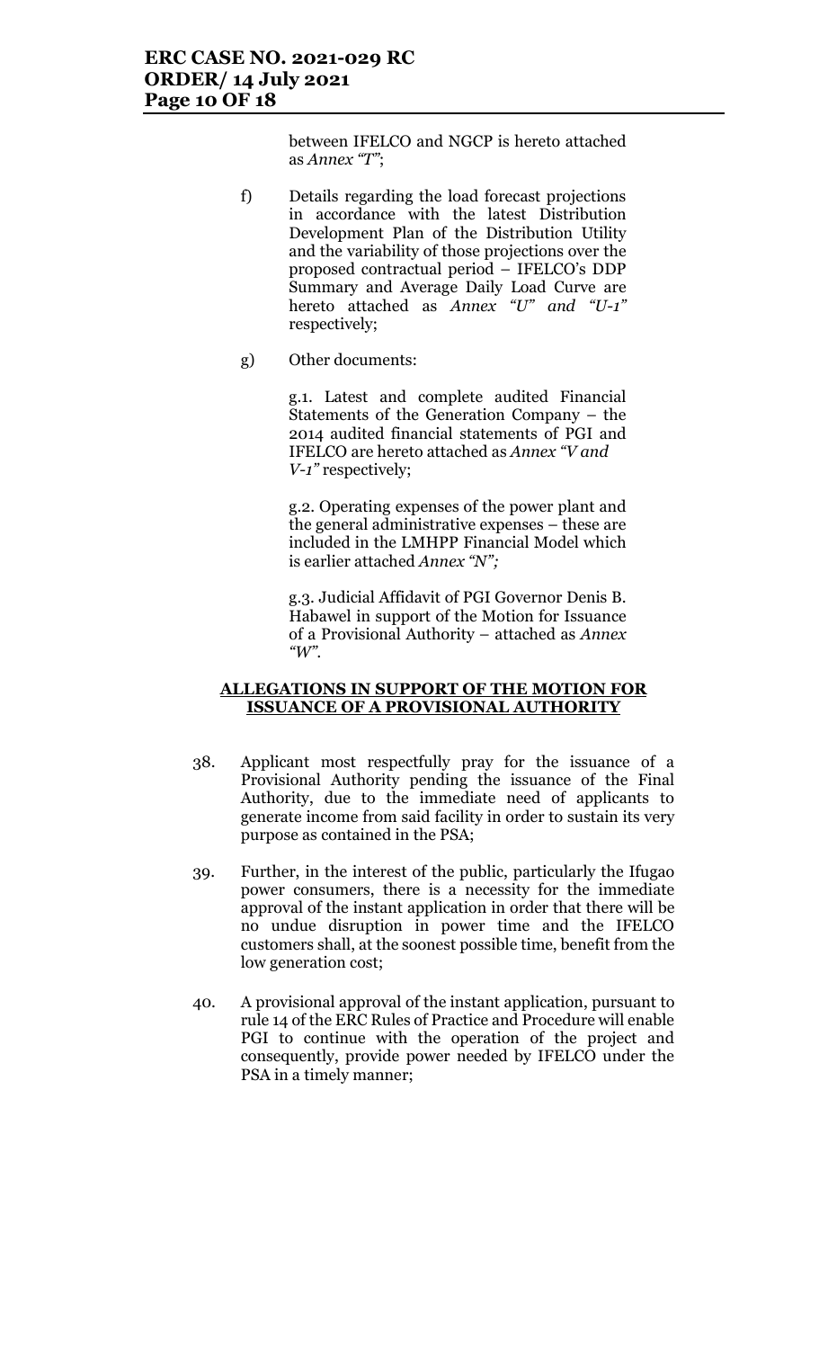between IFELCO and NGCP is hereto attached as *Annex "T"*;

f) Details regarding the load forecast projections in accordance with the latest Distribution Development Plan of the Distribution Utility and the variability of those projections over the proposed contractual period – IFELCO's DDP Summary and Average Daily Load Curve are hereto attached as *Annex "U" and "U-1"* respectively;

g) Other documents:

g.1. Latest and complete audited Financial Statements of the Generation Company – the 2014 audited financial statements of PGI and IFELCO are hereto attached as *Annex "V and V-1"* respectively;

g.2. Operating expenses of the power plant and the general administrative expenses – these are included in the LMHPP Financial Model which is earlier attached *Annex "N";*

g.3. Judicial Affidavit of PGI Governor Denis B. Habawel in support of the Motion for Issuance of a Provisional Authority – attached as *Annex "W"*.

## ALLEGATIONS IN SUPPORT OF THE MOTION FOR ISSUANCE OF A PROVISIONAL AUTHORITY

38. Applicant most respectfully pray for the issuance of a Provisional Authority pending the issuance of the Final Authority, due to the immediate need of applicants to generate income from said facility in order to sustain its very purpose as contained in the PSA;

39. Further, in the interest of the public, particularly the Ifugao power consumers, there is a necessity for the immediate approval of the instant application in order that there will be no undue disruption in power time and the IFELCO customers shall, at the soonest possible time, benefit from the low generation cost;

40. A provisional approval of the instant application, pursuant to rule 14 of the ERC Rules of Practice and Procedure will enable PGI to continue with the operation of the project and consequently, provide power needed by IFELCO under the PSA in a timely manner;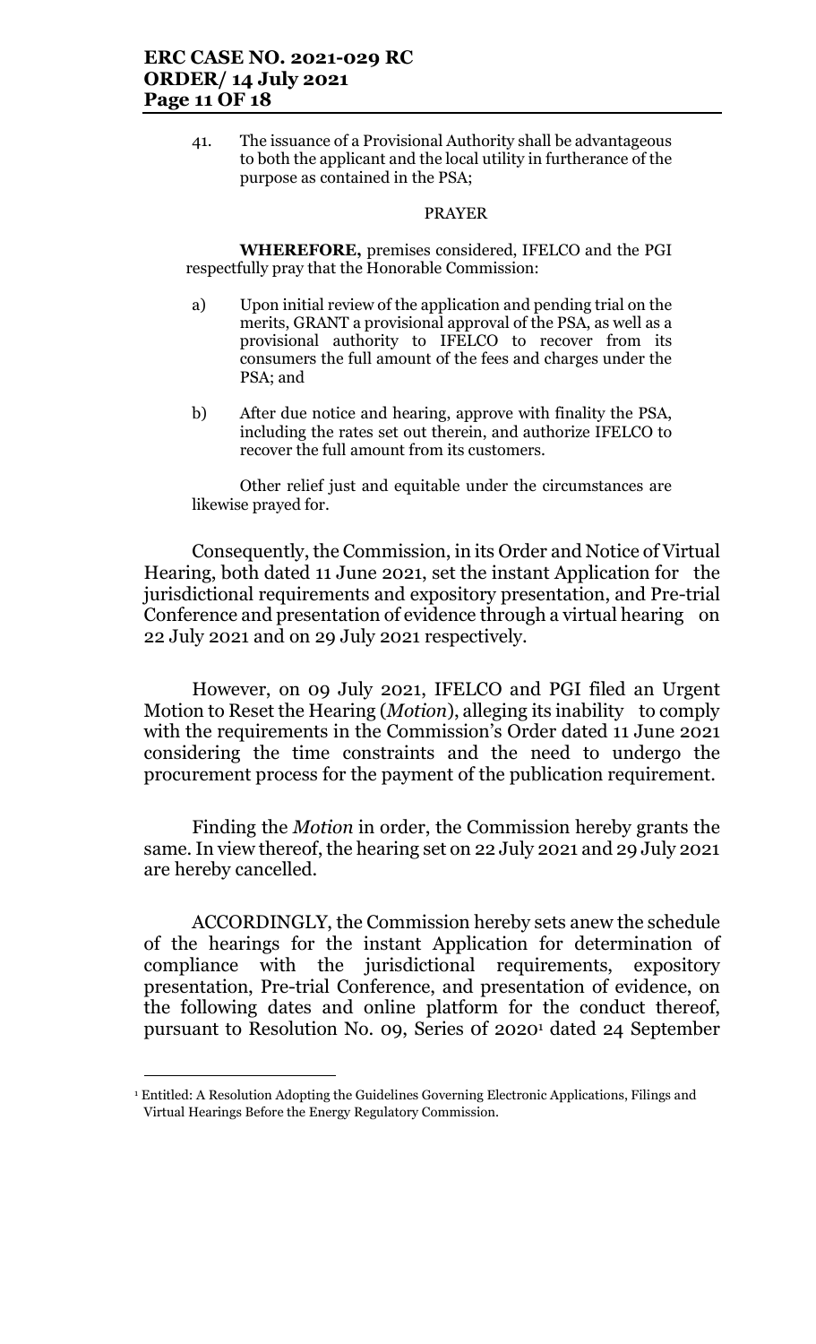41. The issuance of a Provisional Authority shall be advantageous to both the applicant and the local utility in furtherance of the purpose as contained in the PSA;

PRAYER

**WHEREFORE,** premises considered, IFELCO and the PGI respectfully pray that the Honorable Commission:

a) Upon initial review of the application and pending trial on the merits, GRANT a provisional approval of the PSA, as well as a provisional authority to IFELCO to recover from its consumers the full amount of the fees and charges under the PSA; and

b) After due notice and hearing, approve with finality the PSA, including the rates set out therein, and authorize IFELCO to recover the full amount from its customers.

Other relief just and equitable under the circumstances are likewise prayed for.

Consequently, the Commission, in its Order and Notice of Virtual Hearing, both dated 11 June 2021, set the instant Application for the jurisdictional requirements and expository presentation, and Pre-trial Conference and presentation of evidence through a virtual hearing on 22 July 2021 and on 29 July 2021 respectively.

However, on 09 July 2021, IFELCO and PGI filed an Urgent Motion to Reset the Hearing (*Motion*), alleging its inability to comply with the requirements in the Commission's Order dated 11 June 2021 considering the time constraints and the need to undergo the procurement process for the payment of the publication requirement.

Finding the *Motion* in order, the Commission hereby grants the same. In view thereof, the hearing set on 22 July 2021 and 29 July 2021 are hereby cancelled.

ACCORDINGLY, the Commission hereby sets anew the schedule of the hearings for the instant Application for determination of compliance with the jurisdictional requirements, expository presentation, Pre-trial Conference, and presentation of evidence, on the following dates and online platform for the conduct thereof, pursuant to Resolution No. 09, Series of 2020[1] dated 24 September

[1] Entitled: A Resolution Adopting the Guidelines Governing Electronic Applications, Filings and Virtual Hearings Before the Energy Regulatory Commission.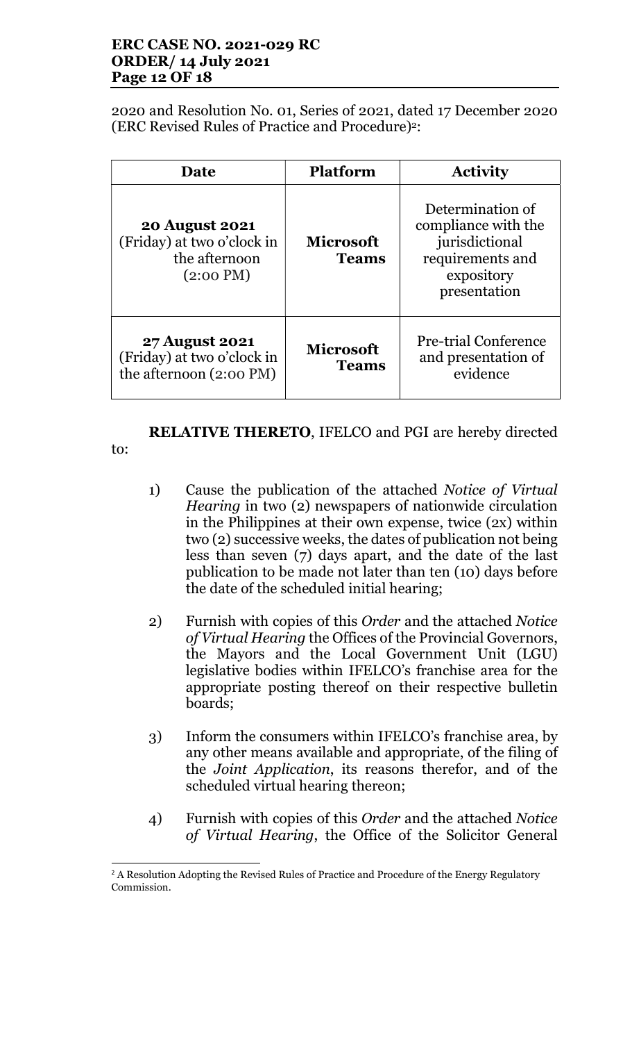2020 and Resolution No. 01, Series of 2021, dated 17 December 2020 (ERC Revised Rules of Practice and Procedure)[2]:

| Date | Platform | Activity |
|---|---|---|
| **20 August 2021** (Friday) at two o'clock in the afternoon (2:00 PM) | **Microsoft Teams** | Determination of compliance with the jurisdictional requirements and expository presentation |
| **27 August 2021** (Friday) at two o'clock in the afternoon (2:00 PM) | **Microsoft Teams** | Pre-trial Conference and presentation of evidence |

**RELATIVE THERETO**, IFELCO and PGI are hereby directed to:

1) Cause the publication of the attached *Notice of Virtual Hearing* in two (2) newspapers of nationwide circulation in the Philippines at their own expense, twice (2x) within two (2) successive weeks, the dates of publication not being less than seven (7) days apart, and the date of the last publication to be made not later than ten (10) days before the date of the scheduled initial hearing;

2) Furnish with copies of this *Order* and the attached *Notice of Virtual Hearing* the Offices of the Provincial Governors, the Mayors and the Local Government Unit (LGU) legislative bodies within IFELCO's franchise area for the appropriate posting thereof on their respective bulletin boards;

3) Inform the consumers within IFELCO's franchise area, by any other means available and appropriate, of the filing of the *Joint Application*, its reasons therefor, and of the scheduled virtual hearing thereon;

4) Furnish with copies of this *Order* and the attached *Notice of Virtual Hearing*, the Office of the Solicitor General

[2] A Resolution Adopting the Revised Rules of Practice and Procedure of the Energy Regulatory Commission.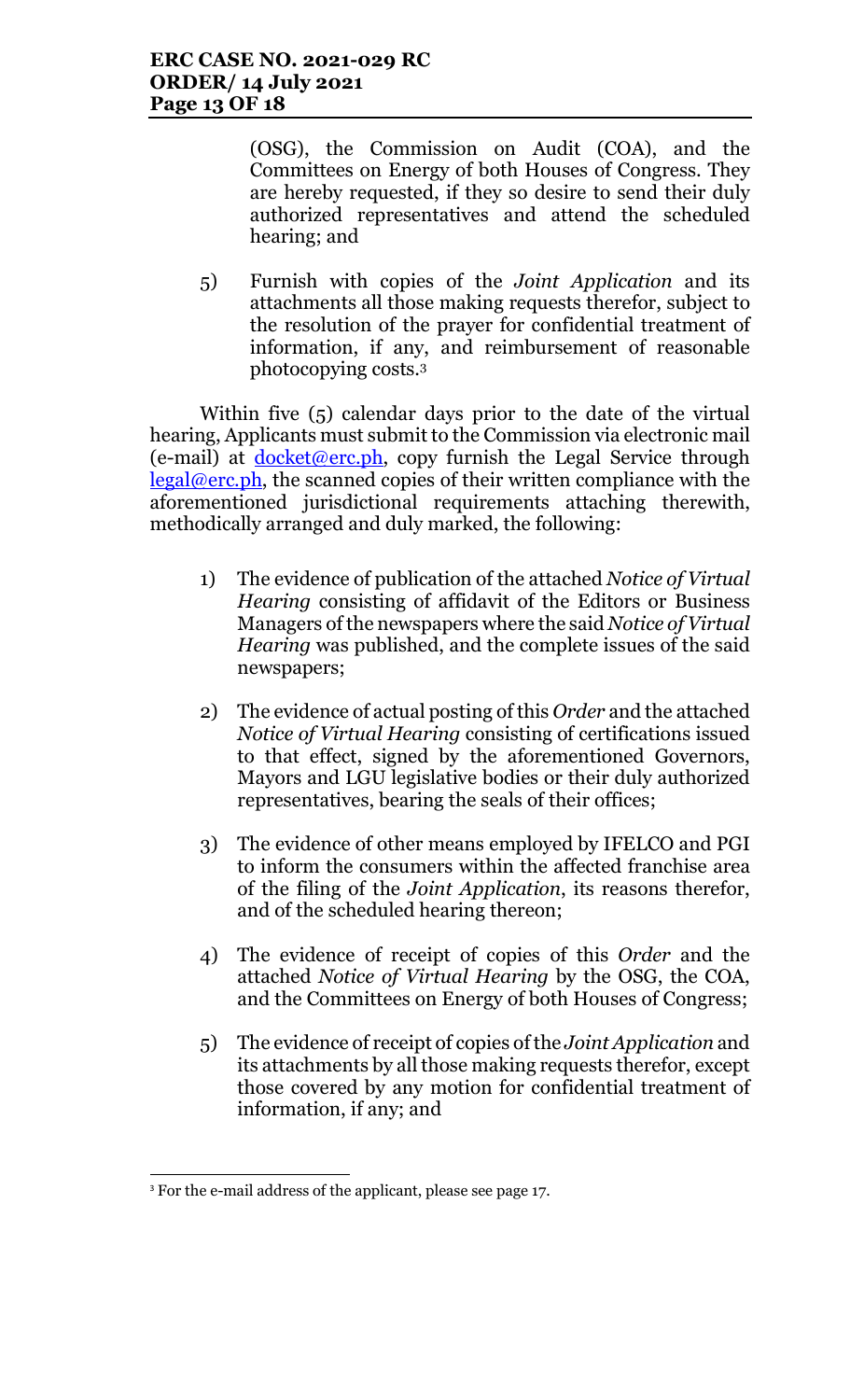(OSG), the Commission on Audit (COA), and the Committees on Energy of both Houses of Congress. They are hereby requested, if they so desire to send their duly authorized representatives and attend the scheduled hearing; and

5) Furnish with copies of the *Joint Application* and its attachments all those making requests therefor, subject to the resolution of the prayer for confidential treatment of information, if any, and reimbursement of reasonable photocopying costs.[3]

Within five (5) calendar days prior to the date of the virtual hearing, Applicants must submit to the Commission via electronic mail (e-mail) at docket@erc.ph, copy furnish the Legal Service through legal@erc.ph, the scanned copies of their written compliance with the aforementioned jurisdictional requirements attaching therewith, methodically arranged and duly marked, the following:

1) The evidence of publication of the attached *Notice of Virtual Hearing* consisting of affidavit of the Editors or Business Managers of the newspapers where the said *Notice of Virtual Hearing* was published, and the complete issues of the said newspapers;

2) The evidence of actual posting of this *Order* and the attached *Notice of Virtual Hearing* consisting of certifications issued to that effect, signed by the aforementioned Governors, Mayors and LGU legislative bodies or their duly authorized representatives, bearing the seals of their offices;

3) The evidence of other means employed by IFELCO and PGI to inform the consumers within the affected franchise area of the filing of the *Joint Application*, its reasons therefor, and of the scheduled hearing thereon;

4) The evidence of receipt of copies of this *Order* and the attached *Notice of Virtual Hearing* by the OSG, the COA, and the Committees on Energy of both Houses of Congress;

5) The evidence of receipt of copies of the *Joint Application* and its attachments by all those making requests therefor, except those covered by any motion for confidential treatment of information, if any; and

---

[3] For the e-mail address of the applicant, please see page 17.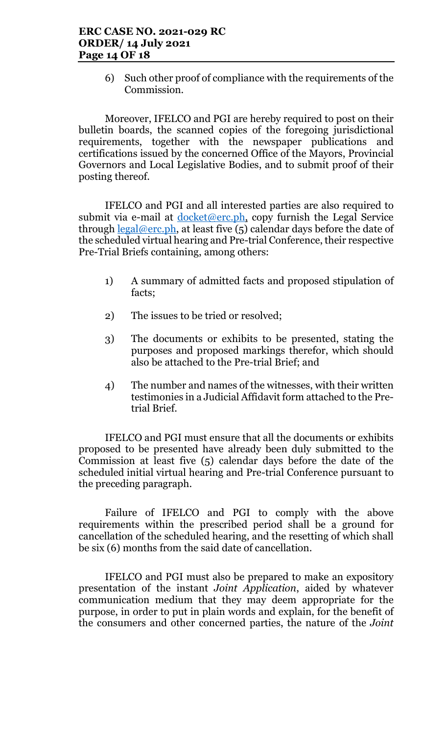6) Such other proof of compliance with the requirements of the Commission.

Moreover, IFELCO and PGI are hereby required to post on their bulletin boards, the scanned copies of the foregoing jurisdictional requirements, together with the newspaper publications and certifications issued by the concerned Office of the Mayors, Provincial Governors and Local Legislative Bodies, and to submit proof of their posting thereof.

IFELCO and PGI and all interested parties are also required to submit via e-mail at docket@erc.ph, copy furnish the Legal Service through legal@erc.ph, at least five (5) calendar days before the date of the scheduled virtual hearing and Pre-trial Conference, their respective Pre-Trial Briefs containing, among others:

1) A summary of admitted facts and proposed stipulation of facts;

2) The issues to be tried or resolved;

3) The documents or exhibits to be presented, stating the purposes and proposed markings therefor, which should also be attached to the Pre-trial Brief; and

4) The number and names of the witnesses, with their written testimonies in a Judicial Affidavit form attached to the Pre-trial Brief.

IFELCO and PGI must ensure that all the documents or exhibits proposed to be presented have already been duly submitted to the Commission at least five (5) calendar days before the date of the scheduled initial virtual hearing and Pre-trial Conference pursuant to the preceding paragraph.

Failure of IFELCO and PGI to comply with the above requirements within the prescribed period shall be a ground for cancellation of the scheduled hearing, and the resetting of which shall be six (6) months from the said date of cancellation.

IFELCO and PGI must also be prepared to make an expository presentation of the instant *Joint Application*, aided by whatever communication medium that they may deem appropriate for the purpose, in order to put in plain words and explain, for the benefit of the consumers and other concerned parties, the nature of the *Joint*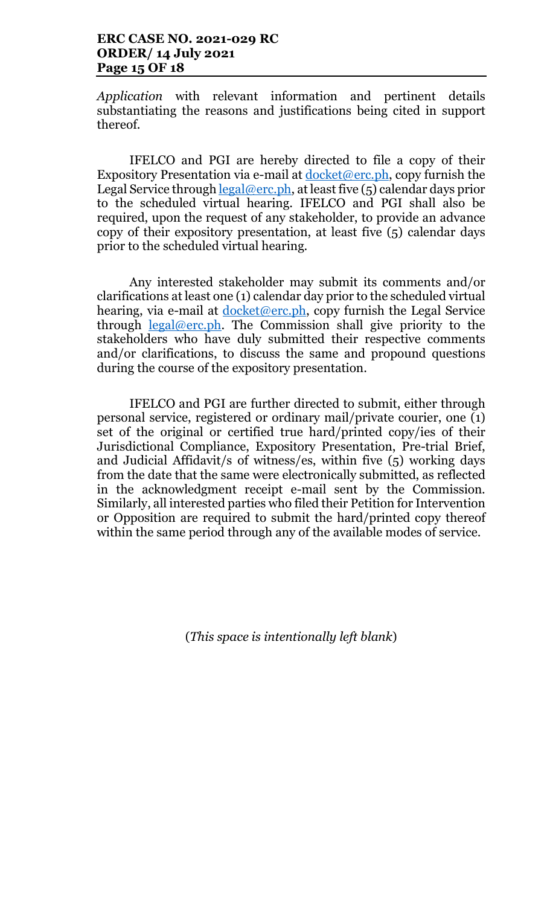*Application* with relevant information and pertinent details substantiating the reasons and justifications being cited in support thereof.

IFELCO and PGI are hereby directed to file a copy of their Expository Presentation via e-mail at docket@erc.ph, copy furnish the Legal Service through legal@erc.ph, at least five (5) calendar days prior to the scheduled virtual hearing. IFELCO and PGI shall also be required, upon the request of any stakeholder, to provide an advance copy of their expository presentation, at least five (5) calendar days prior to the scheduled virtual hearing.

Any interested stakeholder may submit its comments and/or clarifications at least one (1) calendar day prior to the scheduled virtual hearing, via e-mail at docket@erc.ph, copy furnish the Legal Service through legal@erc.ph. The Commission shall give priority to the stakeholders who have duly submitted their respective comments and/or clarifications, to discuss the same and propound questions during the course of the expository presentation.

IFELCO and PGI are further directed to submit, either through personal service, registered or ordinary mail/private courier, one (1) set of the original or certified true hard/printed copy/ies of their Jurisdictional Compliance, Expository Presentation, Pre-trial Brief, and Judicial Affidavit/s of witness/es, within five (5) working days from the date that the same were electronically submitted, as reflected in the acknowledgment receipt e-mail sent by the Commission. Similarly, all interested parties who filed their Petition for Intervention or Opposition are required to submit the hard/printed copy thereof within the same period through any of the available modes of service.

(*This space is intentionally left blank*)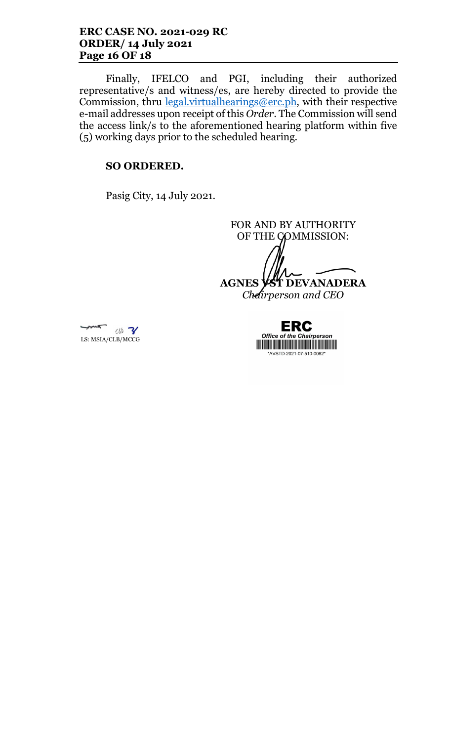Finally, IFELCO and PGI, including their authorized representative/s and witness/es, are hereby directed to provide the Commission, thru legal.virtualhearings@erc.ph, with their respective e-mail addresses upon receipt of this *Order*. The Commission will send the access link/s to the aforementioned hearing platform within five (5) working days prior to the scheduled hearing.

**SO ORDERED.**

Pasig City, 14 July 2021.

FOR AND BY AUTHORITY OF THE COMMISSION:

**AGNES VST DEVANADERA**
*Chairperson and CEO*

LS: MSIA/CLB/MCCG

ERC
*Office of the Chairperson*
*AVSTD-2021-07-510-0062*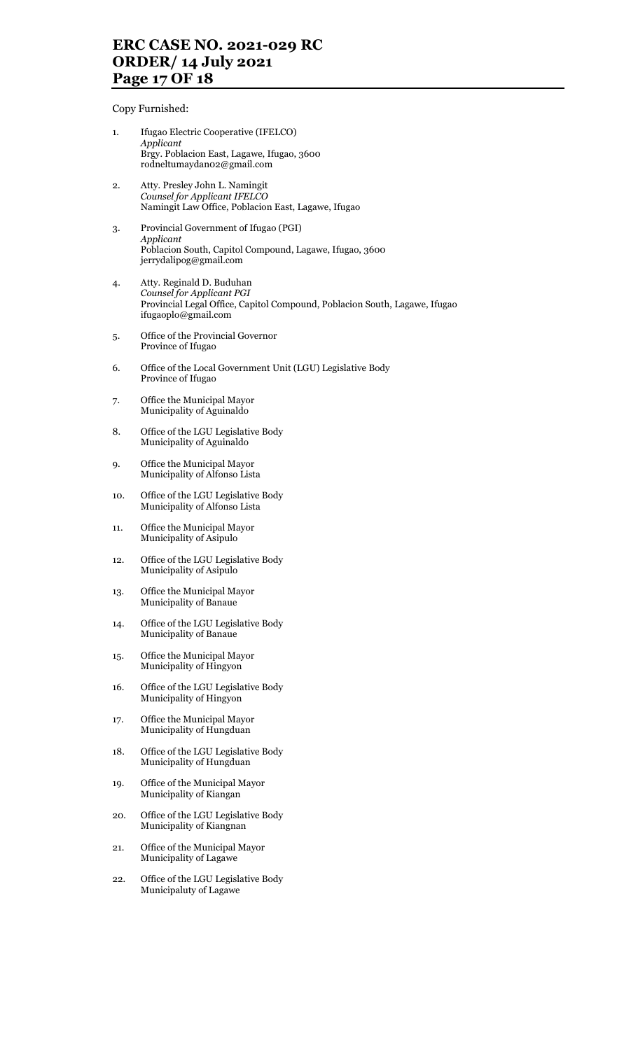Copy Furnished:

1. Ifugao Electric Cooperative (IFELCO)
   *Applicant*
   Brgy. Poblacion East, Lagawe, Ifugao, 3600
   rodneltumaydan02@gmail.com

2. Atty. Presley John L. Namingit
   *Counsel for Applicant IFELCO*
   Namingit Law Office, Poblacion East, Lagawe, Ifugao

3. Provincial Government of Ifugao (PGI)
   *Applicant*
   Poblacion South, Capitol Compound, Lagawe, Ifugao, 3600
   jerrydalipog@gmail.com

4. Atty. Reginald D. Buduhan
   *Counsel for Applicant PGI*
   Provincial Legal Office, Capitol Compound, Poblacion South, Lagawe, Ifugao
   ifugaoplo@gmail.com

5. Office of the Provincial Governor
   Province of Ifugao

6. Office of the Local Government Unit (LGU) Legislative Body
   Province of Ifugao

7. Office the Municipal Mayor
   Municipality of Aguinaldo

8. Office of the LGU Legislative Body
   Municipality of Aguinaldo

9. Office the Municipal Mayor
   Municipality of Alfonso Lista

10. Office of the LGU Legislative Body
    Municipality of Alfonso Lista

11. Office the Municipal Mayor
    Municipality of Asipulo

12. Office of the LGU Legislative Body
    Municipality of Asipulo

13. Office the Municipal Mayor
    Municipality of Banaue

14. Office of the LGU Legislative Body
    Municipality of Banaue

15. Office the Municipal Mayor
    Municipality of Hingyon

16. Office of the LGU Legislative Body
    Municipality of Hingyon

17. Office the Municipal Mayor
    Municipality of Hungduan

18. Office of the LGU Legislative Body
    Municipality of Hungduan

19. Office of the Municipal Mayor
    Municipality of Kiangan

20. Office of the LGU Legislative Body
    Municipality of Kiangnan

21. Office of the Municipal Mayor
    Municipality of Lagawe

22. Office of the LGU Legislative Body
    Municipaluty of Lagawe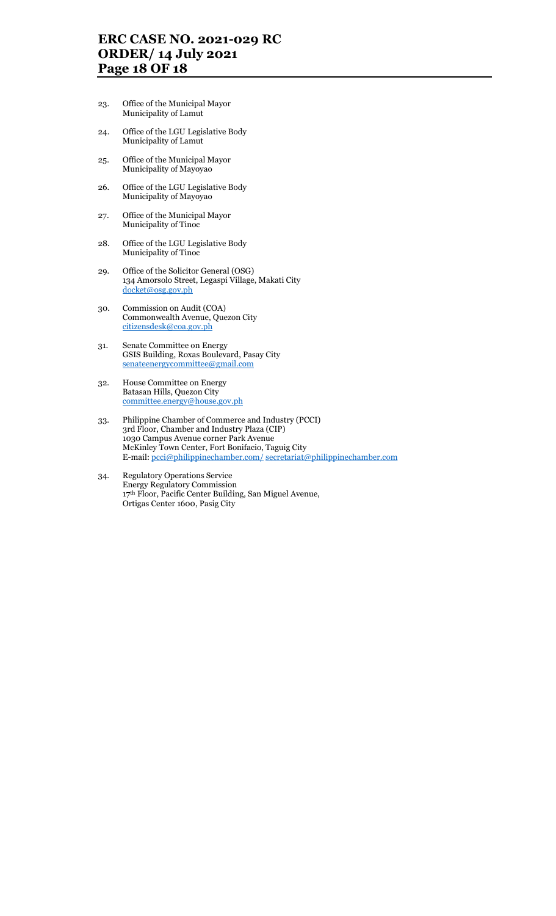23. Office of the Municipal Mayor
    Municipality of Lamut

24. Office of the LGU Legislative Body
    Municipality of Lamut

25. Office of the Municipal Mayor
    Municipality of Mayoyao

26. Office of the LGU Legislative Body
    Municipality of Mayoyao

27. Office of the Municipal Mayor
    Municipality of Tinoc

28. Office of the LGU Legislative Body
    Municipality of Tinoc

29. Office of the Solicitor General (OSG)
    134 Amorsolo Street, Legaspi Village, Makati City
    docket@osg.gov.ph

30. Commission on Audit (COA)
    Commonwealth Avenue, Quezon City
    citizensdesk@coa.gov.ph

31. Senate Committee on Energy
    GSIS Building, Roxas Boulevard, Pasay City
    senateenergycommittee@gmail.com

32. House Committee on Energy
    Batasan Hills, Quezon City
    committee.energy@house.gov.ph

33. Philippine Chamber of Commerce and Industry (PCCI)
    3rd Floor, Chamber and Industry Plaza (CIP)
    1030 Campus Avenue corner Park Avenue
    McKinley Town Center, Fort Bonifacio, Taguig City
    E-mail: pcci@philippinechamber.com/ secretariat@philippinechamber.com

34. Regulatory Operations Service
    Energy Regulatory Commission
    17th Floor, Pacific Center Building, San Miguel Avenue,
    Ortigas Center 1600, Pasig City